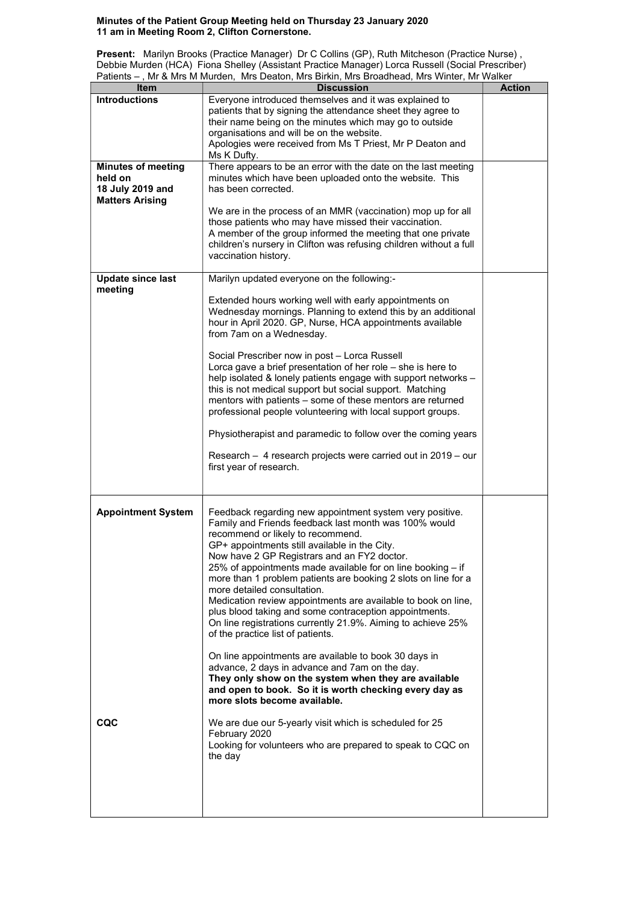**Minutes of the Patient Group Meeting held on Thursday 23 January 2020**
**11 am in Meeting Room 2, Clifton Cornerstone.**

**Present:** Marilyn Brooks (Practice Manager) Dr C Collins (GP), Ruth Mitcheson (Practice Nurse) , Debbie Murden (HCA) Fiona Shelley (Assistant Practice Manager) Lorca Russell (Social Prescriber) Patients – , Mr & Mrs M Murden, Mrs Deaton, Mrs Birkin, Mrs Broadhead, Mrs Winter, Mr Walker

| Item | Discussion | Action |
|---|---|---|
| **Introductions** | Everyone introduced themselves and it was explained to patients that by signing the attendance sheet they agree to their name being on the minutes which may go to outside organisations and will be on the website.<br>Apologies were received from Ms T Priest, Mr P Deaton and Ms K Dufty. | |
| **Minutes of meeting held on 18 July 2019 and Matters Arising** | There appears to be an error with the date on the last meeting minutes which have been uploaded onto the website. This has been corrected.<br><br>We are in the process of an MMR (vaccination) mop up for all those patients who may have missed their vaccination.<br>A member of the group informed the meeting that one private children's nursery in Clifton was refusing children without a full vaccination history. | |
| **Update since last meeting** | Marilyn updated everyone on the following:-<br><br>Extended hours working well with early appointments on Wednesday mornings. Planning to extend this by an additional hour in April 2020. GP, Nurse, HCA appointments available from 7am on a Wednesday.<br><br>Social Prescriber now in post – Lorca Russell<br>Lorca gave a brief presentation of her role – she is here to help isolated & lonely patients engage with support networks – this is not medical support but social support. Matching mentors with patients – some of these mentors are returned professional people volunteering with local support groups.<br><br>Physiotherapist and paramedic to follow over the coming years<br><br>Research – 4 research projects were carried out in 2019 – our first year of research. | |
| **Appointment System** | Feedback regarding new appointment system very positive. Family and Friends feedback last month was 100% would recommend or likely to recommend.<br>GP+ appointments still available in the City.<br>Now have 2 GP Registrars and an FY2 doctor.<br>25% of appointments made available for on line booking – if more than 1 problem patients are booking 2 slots on line for a more detailed consultation.<br>Medication review appointments are available to book on line, plus blood taking and some contraception appointments.<br>On line registrations currently 21.9%. Aiming to achieve 25% of the practice list of patients.<br><br>On line appointments are available to book 30 days in advance, 2 days in advance and 7am on the day.<br>**They only show on the system when they are available and open to book. So it is worth checking every day as more slots become available.** | |
| **CQC** | We are due our 5-yearly visit which is scheduled for 25 February 2020<br>Looking for volunteers who are prepared to speak to CQC on the day | |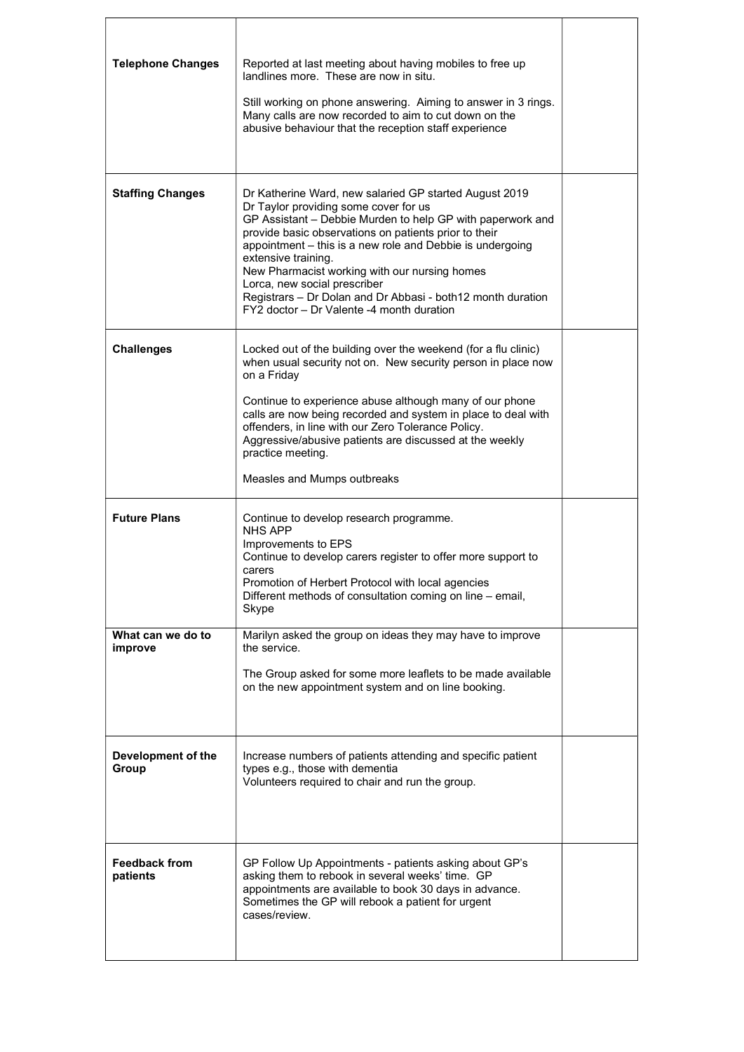| | | |
|---|---|---|
| **Telephone Changes** | Reported at last meeting about having mobiles to free up landlines more. These are now in situ.<br><br>Still working on phone answering. Aiming to answer in 3 rings. Many calls are now recorded to aim to cut down on the abusive behaviour that the reception staff experience | |
| **Staffing Changes** | Dr Katherine Ward, new salaried GP started August 2019<br>Dr Taylor providing some cover for us<br>GP Assistant – Debbie Murden to help GP with paperwork and provide basic observations on patients prior to their appointment – this is a new role and Debbie is undergoing extensive training.<br>New Pharmacist working with our nursing homes<br>Lorca, new social prescriber<br>Registrars – Dr Dolan and Dr Abbasi - both12 month duration<br>FY2 doctor – Dr Valente -4 month duration | |
| **Challenges** | Locked out of the building over the weekend (for a flu clinic) when usual security not on. New security person in place now on a Friday<br><br>Continue to experience abuse although many of our phone calls are now being recorded and system in place to deal with offenders, in line with our Zero Tolerance Policy. Aggressive/abusive patients are discussed at the weekly practice meeting.<br><br>Measles and Mumps outbreaks | |
| **Future Plans** | Continue to develop research programme.<br>NHS APP<br>Improvements to EPS<br>Continue to develop carers register to offer more support to carers<br>Promotion of Herbert Protocol with local agencies<br>Different methods of consultation coming on line – email, Skype | |
| **What can we do to improve** | Marilyn asked the group on ideas they may have to improve the service.<br><br>The Group asked for some more leaflets to be made available on the new appointment system and on line booking. | |
| **Development of the Group** | Increase numbers of patients attending and specific patient types e.g., those with dementia<br>Volunteers required to chair and run the group. | |
| **Feedback from patients** | GP Follow Up Appointments - patients asking about GP's asking them to rebook in several weeks' time. GP appointments are available to book 30 days in advance. Sometimes the GP will rebook a patient for urgent cases/review. | |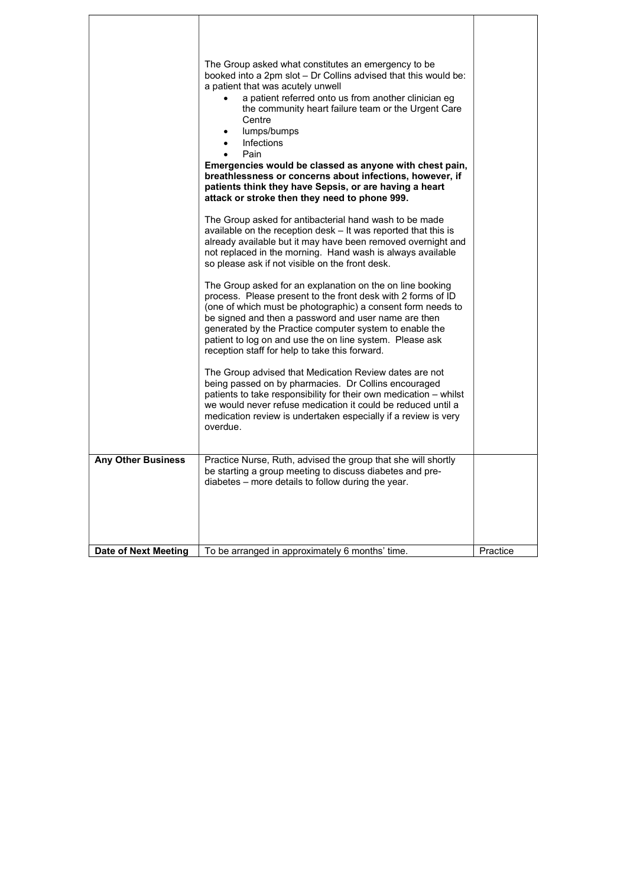| | | |
|---|---|---|
| | The Group asked what constitutes an emergency to be booked into a 2pm slot – Dr Collins advised that this would be: a patient that was acutely unwell<br>• a patient referred onto us from another clinician eg the community heart failure team or the Urgent Care Centre<br>• lumps/bumps<br>• Infections<br>• Pain<br>**Emergencies would be classed as anyone with chest pain, breathlessness or concerns about infections, however, if patients think they have Sepsis, or are having a heart attack or stroke then they need to phone 999.**<br><br>The Group asked for antibacterial hand wash to be made available on the reception desk – It was reported that this is already available but it may have been removed overnight and not replaced in the morning. Hand wash is always available so please ask if not visible on the front desk.<br><br>The Group asked for an explanation on the on line booking process. Please present to the front desk with 2 forms of ID (one of which must be photographic) a consent form needs to be signed and then a password and user name are then generated by the Practice computer system to enable the patient to log on and use the on line system. Please ask reception staff for help to take this forward.<br><br>The Group advised that Medication Review dates are not being passed on by pharmacies. Dr Collins encouraged patients to take responsibility for their own medication – whilst we would never refuse medication it could be reduced until a medication review is undertaken especially if a review is very overdue. | |
| **Any Other Business** | Practice Nurse, Ruth, advised the group that she will shortly be starting a group meeting to discuss diabetes and pre-diabetes – more details to follow during the year. | |
| **Date of Next Meeting** | To be arranged in approximately 6 months' time. | Practice |